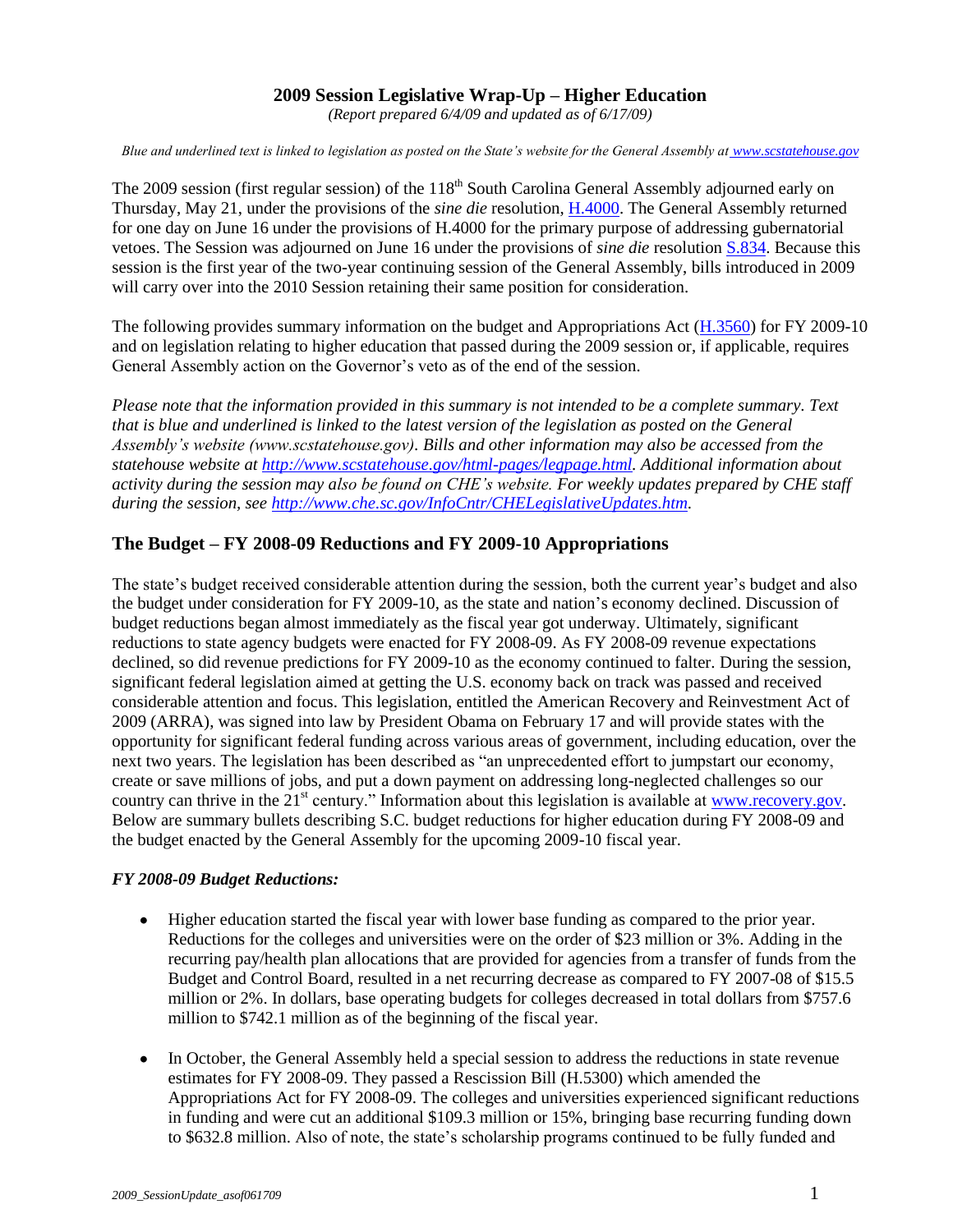# 2009 Session Legislative Wrap-Up – Higher Education

*(Report prepared 6/4/09 and updated as of 6/17/09)*

*Blue and underlined text is linked to legislation as posted on the State's website for the General Assembly at www.scstatehouse.gov*

The 2009 session (first regular session) of the 118th South Carolina General Assembly adjourned early on Thursday, May 21, under the provisions of the *sine die* resolution, H.4000. The General Assembly returned for one day on June 16 under the provisions of H.4000 for the primary purpose of addressing gubernatorial vetoes. The Session was adjourned on June 16 under the provisions of *sine die* resolution S.834. Because this session is the first year of the two-year continuing session of the General Assembly, bills introduced in 2009 will carry over into the 2010 Session retaining their same position for consideration.

The following provides summary information on the budget and Appropriations Act (H.3560) for FY 2009-10 and on legislation relating to higher education that passed during the 2009 session or, if applicable, requires General Assembly action on the Governor's veto as of the end of the session.

*Please note that the information provided in this summary is not intended to be a complete summary. Text that is blue and underlined is linked to the latest version of the legislation as posted on the General Assembly's website (www.scstatehouse.gov). Bills and other information may also be accessed from the statehouse website at http://www.scstatehouse.gov/html-pages/legpage.html. Additional information about activity during the session may also be found on CHE's website. For weekly updates prepared by CHE staff during the session, see http://www.che.sc.gov/InfoCntr/CHELegislativeUpdates.htm.*

## The Budget – FY 2008-09 Reductions and FY 2009-10 Appropriations

The state's budget received considerable attention during the session, both the current year's budget and also the budget under consideration for FY 2009-10, as the state and nation's economy declined. Discussion of budget reductions began almost immediately as the fiscal year got underway. Ultimately, significant reductions to state agency budgets were enacted for FY 2008-09. As FY 2008-09 revenue expectations declined, so did revenue predictions for FY 2009-10 as the economy continued to falter. During the session, significant federal legislation aimed at getting the U.S. economy back on track was passed and received considerable attention and focus. This legislation, entitled the American Recovery and Reinvestment Act of 2009 (ARRA), was signed into law by President Obama on February 17 and will provide states with the opportunity for significant federal funding across various areas of government, including education, over the next two years. The legislation has been described as "an unprecedented effort to jumpstart our economy, create or save millions of jobs, and put a down payment on addressing long-neglected challenges so our country can thrive in the 21st century." Information about this legislation is available at www.recovery.gov. Below are summary bullets describing S.C. budget reductions for higher education during FY 2008-09 and the budget enacted by the General Assembly for the upcoming 2009-10 fiscal year.

### *FY 2008-09 Budget Reductions:*

- Higher education started the fiscal year with lower base funding as compared to the prior year. Reductions for the colleges and universities were on the order of $23 million or 3%. Adding in the recurring pay/health plan allocations that are provided for agencies from a transfer of funds from the Budget and Control Board, resulted in a net recurring decrease as compared to FY 2007-08 of $15.5 million or 2%. In dollars, base operating budgets for colleges decreased in total dollars from $757.6 million to $742.1 million as of the beginning of the fiscal year.

- In October, the General Assembly held a special session to address the reductions in state revenue estimates for FY 2008-09. They passed a Rescission Bill (H.5300) which amended the Appropriations Act for FY 2008-09. The colleges and universities experienced significant reductions in funding and were cut an additional $109.3 million or 15%, bringing base recurring funding down to $632.8 million. Also of note, the state's scholarship programs continued to be fully funded and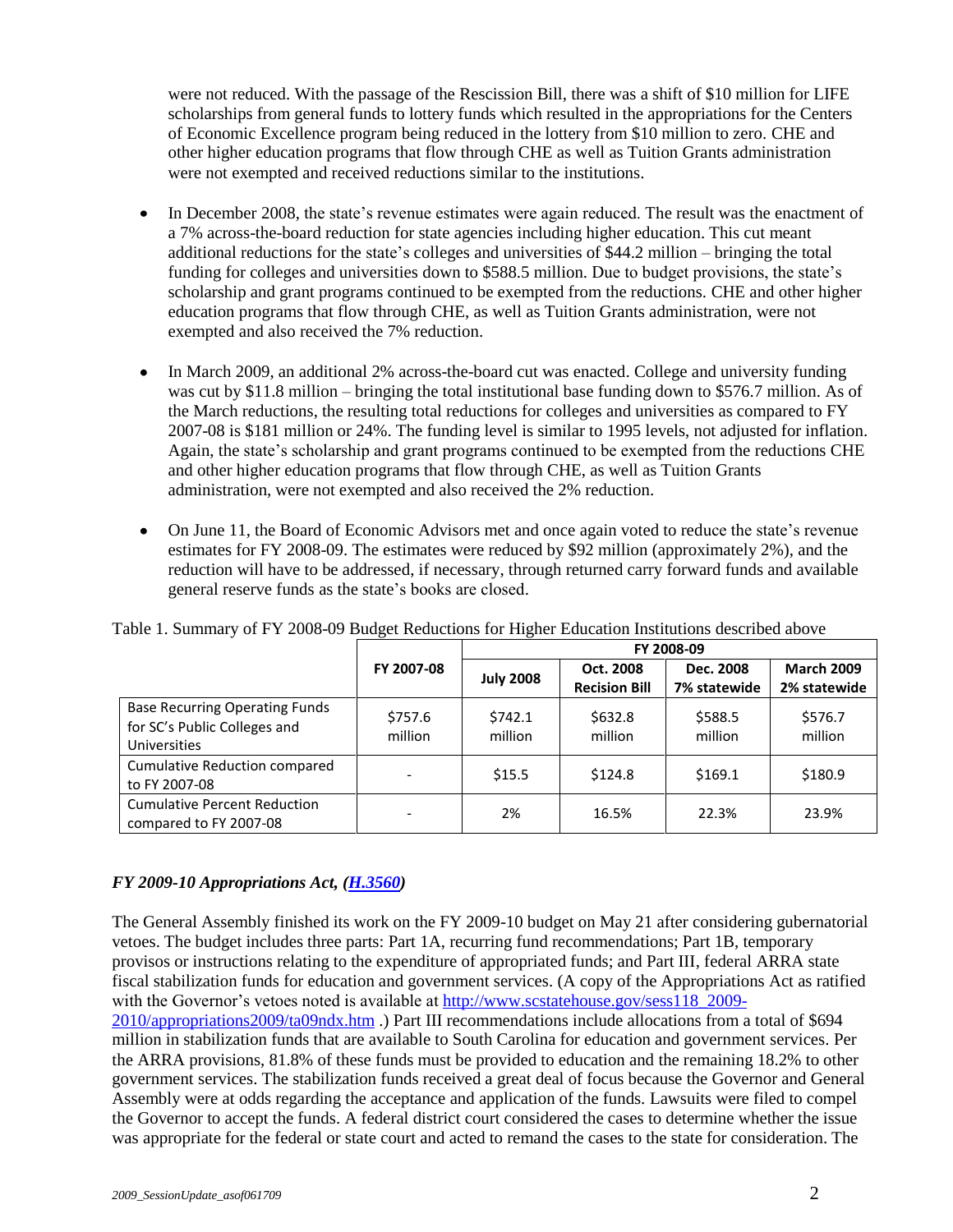were not reduced. With the passage of the Rescission Bill, there was a shift of $10 million for LIFE scholarships from general funds to lottery funds which resulted in the appropriations for the Centers of Economic Excellence program being reduced in the lottery from $10 million to zero. CHE and other higher education programs that flow through CHE as well as Tuition Grants administration were not exempted and received reductions similar to the institutions.

- In December 2008, the state's revenue estimates were again reduced. The result was the enactment of a 7% across-the-board reduction for state agencies including higher education. This cut meant additional reductions for the state's colleges and universities of $44.2 million – bringing the total funding for colleges and universities down to $588.5 million. Due to budget provisions, the state's scholarship and grant programs continued to be exempted from the reductions. CHE and other higher education programs that flow through CHE, as well as Tuition Grants administration, were not exempted and also received the 7% reduction.

- In March 2009, an additional 2% across-the-board cut was enacted. College and university funding was cut by $11.8 million – bringing the total institutional base funding down to $576.7 million. As of the March reductions, the resulting total reductions for colleges and universities as compared to FY 2007-08 is $181 million or 24%. The funding level is similar to 1995 levels, not adjusted for inflation. Again, the state's scholarship and grant programs continued to be exempted from the reductions CHE and other higher education programs that flow through CHE, as well as Tuition Grants administration, were not exempted and also received the 2% reduction.

- On June 11, the Board of Economic Advisors met and once again voted to reduce the state's revenue estimates for FY 2008-09. The estimates were reduced by $92 million (approximately 2%), and the reduction will have to be addressed, if necessary, through returned carry forward funds and available general reserve funds as the state's books are closed.

Table 1. Summary of FY 2008-09 Budget Reductions for Higher Education Institutions described above

| | FY 2007-08 | FY 2008-09 | | | |
|---|---|---|---|---|---|
| | | July 2008 | Oct. 2008 Recision Bill | Dec. 2008 7% statewide | March 2009 2% statewide |
| Base Recurring Operating Funds for SC's Public Colleges and Universities | $757.6 million | $742.1 million | $632.8 million | $588.5 million | $576.7 million |
| Cumulative Reduction compared to FY 2007-08 | - | $15.5 | $124.8 | $169.1 | $180.9 |
| Cumulative Percent Reduction compared to FY 2007-08 | - | 2% | 16.5% | 22.3% | 23.9% |

### *FY 2009-10 Appropriations Act, ([H.3560](H.3560))*

The General Assembly finished its work on the FY 2009-10 budget on May 21 after considering gubernatorial vetoes. The budget includes three parts: Part 1A, recurring fund recommendations; Part 1B, temporary provisos or instructions relating to the expenditure of appropriated funds; and Part III, federal ARRA state fiscal stabilization funds for education and government services. (A copy of the Appropriations Act as ratified with the Governor's vetoes noted is available at http://www.scstatehouse.gov/sess118_2009-2010/appropriations2009/ta09ndx.htm .) Part III recommendations include allocations from a total of $694 million in stabilization funds that are available to South Carolina for education and government services. Per the ARRA provisions, 81.8% of these funds must be provided to education and the remaining 18.2% to other government services. The stabilization funds received a great deal of focus because the Governor and General Assembly were at odds regarding the acceptance and application of the funds. Lawsuits were filed to compel the Governor to accept the funds. A federal district court considered the cases to determine whether the issue was appropriate for the federal or state court and acted to remand the cases to the state for consideration. The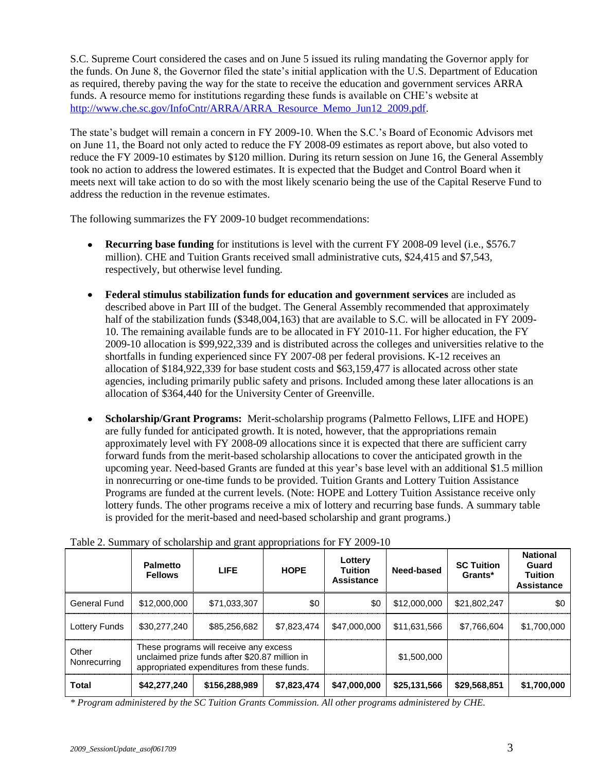S.C. Supreme Court considered the cases and on June 5 issued its ruling mandating the Governor apply for the funds. On June 8, the Governor filed the state's initial application with the U.S. Department of Education as required, thereby paving the way for the state to receive the education and government services ARRA funds. A resource memo for institutions regarding these funds is available on CHE's website at http://www.che.sc.gov/InfoCntr/ARRA/ARRA_Resource_Memo_Jun12_2009.pdf.

The state's budget will remain a concern in FY 2009-10. When the S.C.'s Board of Economic Advisors met on June 11, the Board not only acted to reduce the FY 2008-09 estimates as report above, but also voted to reduce the FY 2009-10 estimates by $120 million. During its return session on June 16, the General Assembly took no action to address the lowered estimates. It is expected that the Budget and Control Board when it meets next will take action to do so with the most likely scenario being the use of the Capital Reserve Fund to address the reduction in the revenue estimates.

The following summarizes the FY 2009-10 budget recommendations:

- **Recurring base funding** for institutions is level with the current FY 2008-09 level (i.e., $576.7 million). CHE and Tuition Grants received small administrative cuts, $24,415 and $7,543, respectively, but otherwise level funding.

- **Federal stimulus stabilization funds for education and government services** are included as described above in Part III of the budget. The General Assembly recommended that approximately half of the stabilization funds ($348,004,163) that are available to S.C. will be allocated in FY 2009-10. The remaining available funds are to be allocated in FY 2010-11. For higher education, the FY 2009-10 allocation is $99,922,339 and is distributed across the colleges and universities relative to the shortfalls in funding experienced since FY 2007-08 per federal provisions. K-12 receives an allocation of $184,922,339 for base student costs and $63,159,477 is allocated across other state agencies, including primarily public safety and prisons. Included among these later allocations is an allocation of $364,440 for the University Center of Greenville.

- **Scholarship/Grant Programs:** Merit-scholarship programs (Palmetto Fellows, LIFE and HOPE) are fully funded for anticipated growth. It is noted, however, that the appropriations remain approximately level with FY 2008-09 allocations since it is expected that there are sufficient carry forward funds from the merit-based scholarship allocations to cover the anticipated growth in the upcoming year. Need-based Grants are funded at this year's base level with an additional $1.5 million in nonrecurring or one-time funds to be provided. Tuition Grants and Lottery Tuition Assistance Programs are funded at the current levels. (Note: HOPE and Lottery Tuition Assistance receive only lottery funds. The other programs receive a mix of lottery and recurring base funds. A summary table is provided for the merit-based and need-based scholarship and grant programs.)

Table 2. Summary of scholarship and grant appropriations for FY 2009-10

| | Palmetto Fellows | LIFE | HOPE | Lottery Tuition Assistance | Need-based | SC Tuition Grants* | National Guard Tuition Assistance |
|---|---|---|---|---|---|---|---|
| General Fund | $12,000,000 | $71,033,307 | $0 | $0 | $12,000,000 | $21,802,247 | $0 |
| Lottery Funds | $30,277,240 | $85,256,682 | $7,823,474 | $47,000,000 | $11,631,566 | $7,766,604 | $1,700,000 |
| Other Nonrecurring | These programs will receive any excess unclaimed prize funds after $20.87 million in appropriated expenditures from these funds. | | | | $1,500,000 | | |
| **Total** | **$42,277,240** | **$156,288,989** | **$7,823,474** | **$47,000,000** | **$25,131,566** | **$29,568,851** | **$1,700,000** |

*\* Program administered by the SC Tuition Grants Commission. All other programs administered by CHE.*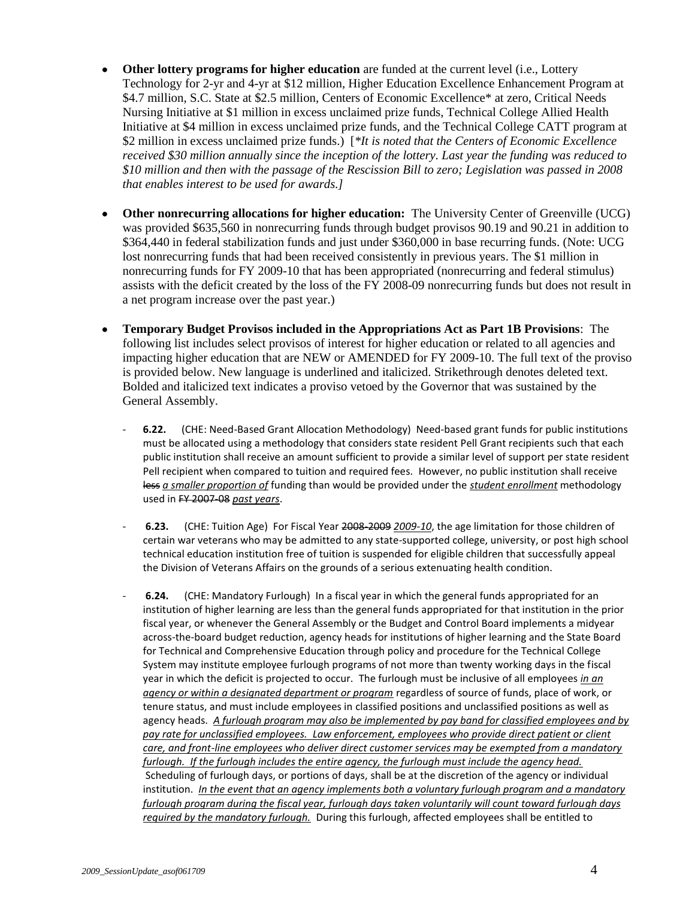- **Other lottery programs for higher education** are funded at the current level (i.e., Lottery Technology for 2-yr and 4-yr at $12 million, Higher Education Excellence Enhancement Program at $4.7 million, S.C. State at $2.5 million, Centers of Economic Excellence* at zero, Critical Needs Nursing Initiative at $1 million in excess unclaimed prize funds, Technical College Allied Health Initiative at $4 million in excess unclaimed prize funds, and the Technical College CATT program at $2 million in excess unclaimed prize funds.) [*It is noted that the Centers of Economic Excellence received $30 million annually since the inception of the lottery. Last year the funding was reduced to $10 million and then with the passage of the Rescission Bill to zero; Legislation was passed in 2008 that enables interest to be used for awards.]*

- **Other nonrecurring allocations for higher education:** The University Center of Greenville (UCG) was provided $635,560 in nonrecurring funds through budget provisos 90.19 and 90.21 in addition to $364,440 in federal stabilization funds and just under $360,000 in base recurring funds. (Note: UCG lost nonrecurring funds that had been received consistently in previous years. The $1 million in nonrecurring funds for FY 2009-10 that has been appropriated (nonrecurring and federal stimulus) assists with the deficit created by the loss of the FY 2008-09 nonrecurring funds but does not result in a net program increase over the past year.)

- **Temporary Budget Provisos included in the Appropriations Act as Part 1B Provisions**: The following list includes select provisos of interest for higher education or related to all agencies and impacting higher education that are NEW or AMENDED for FY 2009-10. The full text of the proviso is provided below. New language is underlined and italicized. Strikethrough denotes deleted text. Bolded and italicized text indicates a proviso vetoed by the Governor that was sustained by the General Assembly.

  - **6.22.** (CHE: Need-Based Grant Allocation Methodology) Need-based grant funds for public institutions must be allocated using a methodology that considers state resident Pell Grant recipients such that each public institution shall receive an amount sufficient to provide a similar level of support per state resident Pell recipient when compared to tuition and required fees. However, no public institution shall receive ~~less~~ <u>*a smaller proportion of*</u> funding than would be provided under the <u>*student enrollment*</u> methodology used in ~~FY 2007-08~~ <u>*past years*</u>.

  - **6.23.** (CHE: Tuition Age) For Fiscal Year ~~2008-2009~~ <u>*2009-10*</u>, the age limitation for those children of certain war veterans who may be admitted to any state-supported college, university, or post high school technical education institution free of tuition is suspended for eligible children that successfully appeal the Division of Veterans Affairs on the grounds of a serious extenuating health condition.

  - **6.24.** (CHE: Mandatory Furlough) In a fiscal year in which the general funds appropriated for an institution of higher learning are less than the general funds appropriated for that institution in the prior fiscal year, or whenever the General Assembly or the Budget and Control Board implements a midyear across-the-board budget reduction, agency heads for institutions of higher learning and the State Board for Technical and Comprehensive Education through policy and procedure for the Technical College System may institute employee furlough programs of not more than twenty working days in the fiscal year in which the deficit is projected to occur. The furlough must be inclusive of all employees <u>*in an agency or within a designated department or program*</u> regardless of source of funds, place of work, or tenure status, and must include employees in classified positions and unclassified positions as well as agency heads. <u>*A furlough program may also be implemented by pay band for classified employees and by pay rate for unclassified employees. Law enforcement, employees who provide direct patient or client care, and front-line employees who deliver direct customer services may be exempted from a mandatory furlough. If the furlough includes the entire agency, the furlough must include the agency head.*</u> Scheduling of furlough days, or portions of days, shall be at the discretion of the agency or individual institution. <u>*In the event that an agency implements both a voluntary furlough program and a mandatory furlough program during the fiscal year, furlough days taken voluntarily will count toward furlough days required by the mandatory furlough.*</u> During this furlough, affected employees shall be entitled to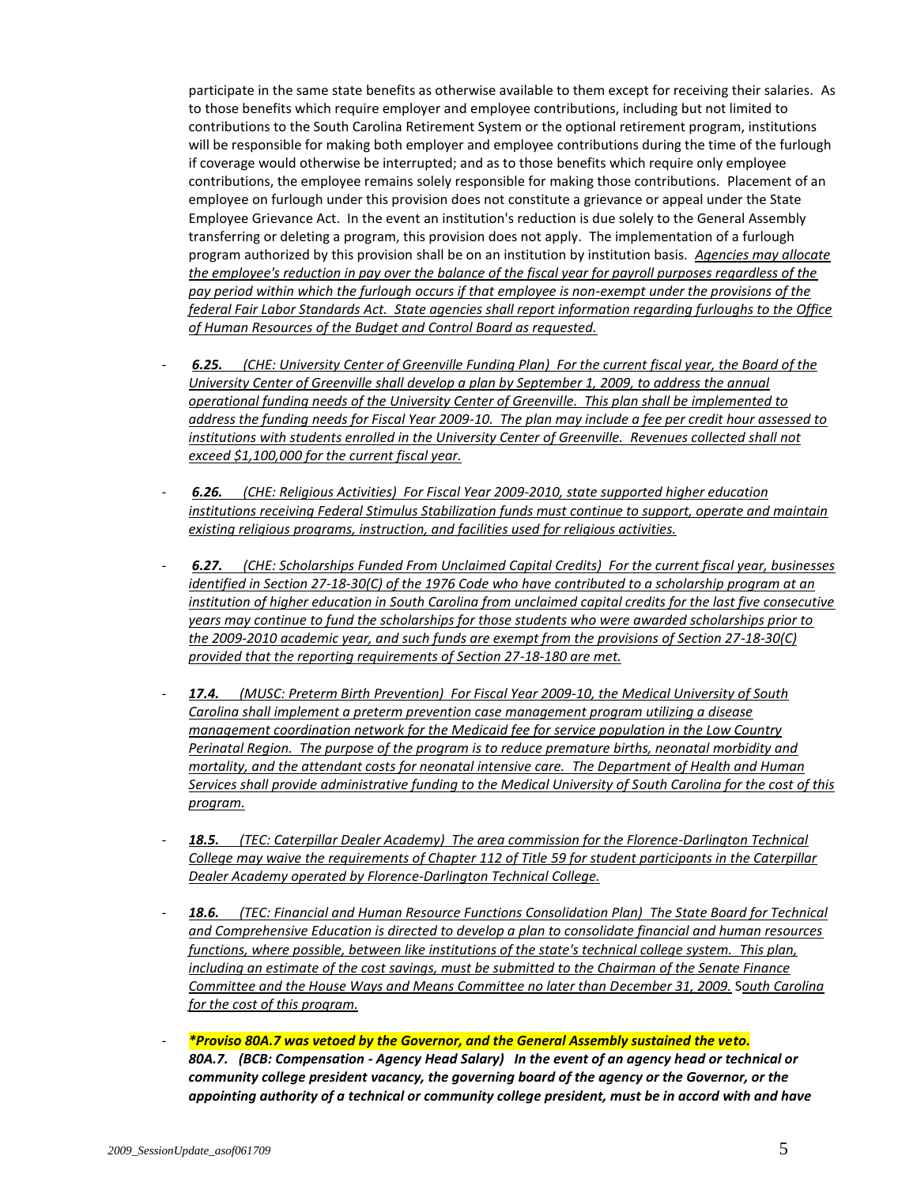participate in the same state benefits as otherwise available to them except for receiving their salaries. As to those benefits which require employer and employee contributions, including but not limited to contributions to the South Carolina Retirement System or the optional retirement program, institutions will be responsible for making both employer and employee contributions during the time of the furlough if coverage would otherwise be interrupted; and as to those benefits which require only employee contributions, the employee remains solely responsible for making those contributions. Placement of an employee on furlough under this provision does not constitute a grievance or appeal under the State Employee Grievance Act. In the event an institution's reduction is due solely to the General Assembly transferring or deleting a program, this provision does not apply. The implementation of a furlough program authorized by this provision shall be on an institution by institution basis. <u>*Agencies may allocate the employee's reduction in pay over the balance of the fiscal year for payroll purposes regardless of the pay period within which the furlough occurs if that employee is non-exempt under the provisions of the federal Fair Labor Standards Act. State agencies shall report information regarding furloughs to the Office of Human Resources of the Budget and Control Board as requested.*</u>

- <u>***6.25.*** *(CHE: University Center of Greenville Funding Plan) For the current fiscal year, the Board of the University Center of Greenville shall develop a plan by September 1, 2009, to address the annual operational funding needs of the University Center of Greenville. This plan shall be implemented to address the funding needs for Fiscal Year 2009-10. The plan may include a fee per credit hour assessed to institutions with students enrolled in the University Center of Greenville. Revenues collected shall not exceed $1,100,000 for the current fiscal year.*</u>

- <u>***6.26.*** *(CHE: Religious Activities) For Fiscal Year 2009-2010, state supported higher education institutions receiving Federal Stimulus Stabilization funds must continue to support, operate and maintain existing religious programs, instruction, and facilities used for religious activities.*</u>

- <u>***6.27.*** *(CHE: Scholarships Funded From Unclaimed Capital Credits) For the current fiscal year, businesses identified in Section 27-18-30(C) of the 1976 Code who have contributed to a scholarship program at an institution of higher education in South Carolina from unclaimed capital credits for the last five consecutive years may continue to fund the scholarships for those students who were awarded scholarships prior to the 2009-2010 academic year, and such funds are exempt from the provisions of Section 27-18-30(C) provided that the reporting requirements of Section 27-18-180 are met.*</u>

- <u>***17.4.*** *(MUSC: Preterm Birth Prevention) For Fiscal Year 2009-10, the Medical University of South Carolina shall implement a preterm prevention case management program utilizing a disease management coordination network for the Medicaid fee for service population in the Low Country Perinatal Region. The purpose of the program is to reduce premature births, neonatal morbidity and mortality, and the attendant costs for neonatal intensive care. The Department of Health and Human Services shall provide administrative funding to the Medical University of South Carolina for the cost of this program.*</u>

- <u>***18.5.*** *(TEC: Caterpillar Dealer Academy) The area commission for the Florence-Darlington Technical College may waive the requirements of Chapter 112 of Title 59 for student participants in the Caterpillar Dealer Academy operated by Florence-Darlington Technical College.*</u>

- <u>***18.6.*** *(TEC: Financial and Human Resource Functions Consolidation Plan) The State Board for Technical and Comprehensive Education is directed to develop a plan to consolidate financial and human resources functions, where possible, between like institutions of the state's technical college system. This plan, including an estimate of the cost savings, must be submitted to the Chairman of the Senate Finance Committee and the House Ways and Means Committee no later than December 31, 2009.*</u> S<u>*outh Carolina for the cost of this program.*</u>

- ***\*Proviso 80A.7 was vetoed by the Governor, and the General Assembly sustained the veto.***
***80A.7. (BCB: Compensation - Agency Head Salary) In the event of an agency head or technical or community college president vacancy, the governing board of the agency or the Governor, or the appointing authority of a technical or community college president, must be in accord with and have***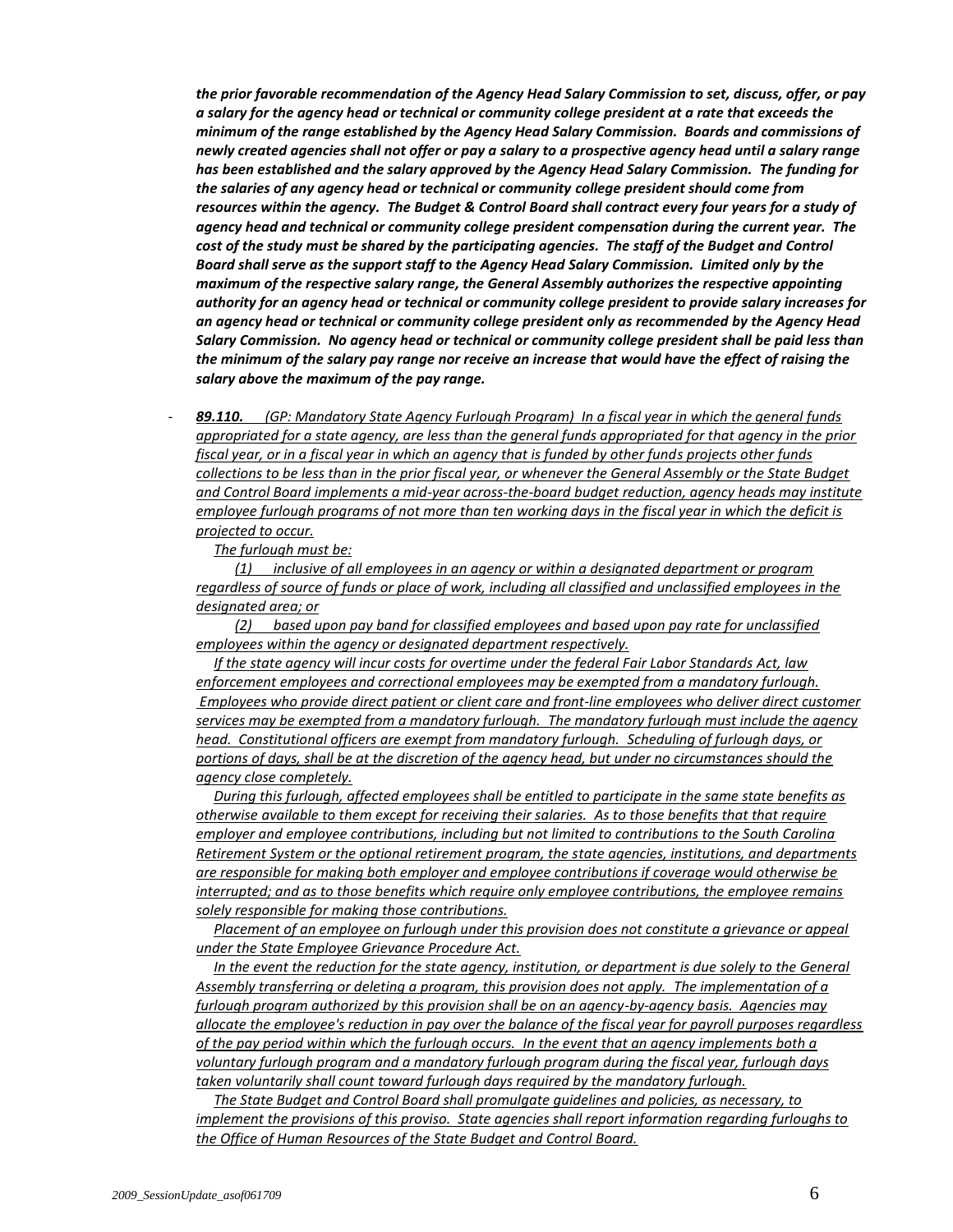***the prior favorable recommendation of the Agency Head Salary Commission to set, discuss, offer, or pay a salary for the agency head or technical or community college president at a rate that exceeds the minimum of the range established by the Agency Head Salary Commission. Boards and commissions of newly created agencies shall not offer or pay a salary to a prospective agency head until a salary range has been established and the salary approved by the Agency Head Salary Commission. The funding for the salaries of any agency head or technical or community college president should come from resources within the agency. The Budget & Control Board shall contract every four years for a study of agency head and technical or community college president compensation during the current year. The cost of the study must be shared by the participating agencies. The staff of the Budget and Control Board shall serve as the support staff to the Agency Head Salary Commission. Limited only by the maximum of the respective salary range, the General Assembly authorizes the respective appointing authority for an agency head or technical or community college president to provide salary increases for an agency head or technical or community college president only as recommended by the Agency Head Salary Commission. No agency head or technical or community college president shall be paid less than the minimum of the salary pay range nor receive an increase that would have the effect of raising the salary above the maximum of the pay range.***

- <u>***89.110.*** *(GP: Mandatory State Agency Furlough Program) In a fiscal year in which the general funds appropriated for a state agency, are less than the general funds appropriated for that agency in the prior fiscal year, or in a fiscal year in which an agency that is funded by other funds projects other funds collections to be less than in the prior fiscal year, or whenever the General Assembly or the State Budget and Control Board implements a mid-year across-the-board budget reduction, agency heads may institute employee furlough programs of not more than ten working days in the fiscal year in which the deficit is projected to occur.*</u>

  <u>*The furlough must be:*</u>

  <u>*(1) inclusive of all employees in an agency or within a designated department or program regardless of source of funds or place of work, including all classified and unclassified employees in the designated area; or*</u>

  <u>*(2) based upon pay band for classified employees and based upon pay rate for unclassified employees within the agency or designated department respectively.*</u>

  <u>*If the state agency will incur costs for overtime under the federal Fair Labor Standards Act, law enforcement employees and correctional employees may be exempted from a mandatory furlough. Employees who provide direct patient or client care and front-line employees who deliver direct customer services may be exempted from a mandatory furlough. The mandatory furlough must include the agency head. Constitutional officers are exempt from mandatory furlough. Scheduling of furlough days, or portions of days, shall be at the discretion of the agency head, but under no circumstances should the agency close completely.*</u>

  <u>*During this furlough, affected employees shall be entitled to participate in the same state benefits as otherwise available to them except for receiving their salaries. As to those benefits that that require employer and employee contributions, including but not limited to contributions to the South Carolina Retirement System or the optional retirement program, the state agencies, institutions, and departments are responsible for making both employer and employee contributions if coverage would otherwise be interrupted; and as to those benefits which require only employee contributions, the employee remains solely responsible for making those contributions.*</u>

  <u>*Placement of an employee on furlough under this provision does not constitute a grievance or appeal under the State Employee Grievance Procedure Act.*</u>

  <u>*In the event the reduction for the state agency, institution, or department is due solely to the General Assembly transferring or deleting a program, this provision does not apply. The implementation of a furlough program authorized by this provision shall be on an agency-by-agency basis. Agencies may allocate the employee's reduction in pay over the balance of the fiscal year for payroll purposes regardless of the pay period within which the furlough occurs. In the event that an agency implements both a voluntary furlough program and a mandatory furlough program during the fiscal year, furlough days taken voluntarily shall count toward furlough days required by the mandatory furlough.*</u>

  <u>*The State Budget and Control Board shall promulgate guidelines and policies, as necessary, to implement the provisions of this proviso. State agencies shall report information regarding furloughs to the Office of Human Resources of the State Budget and Control Board.*</u>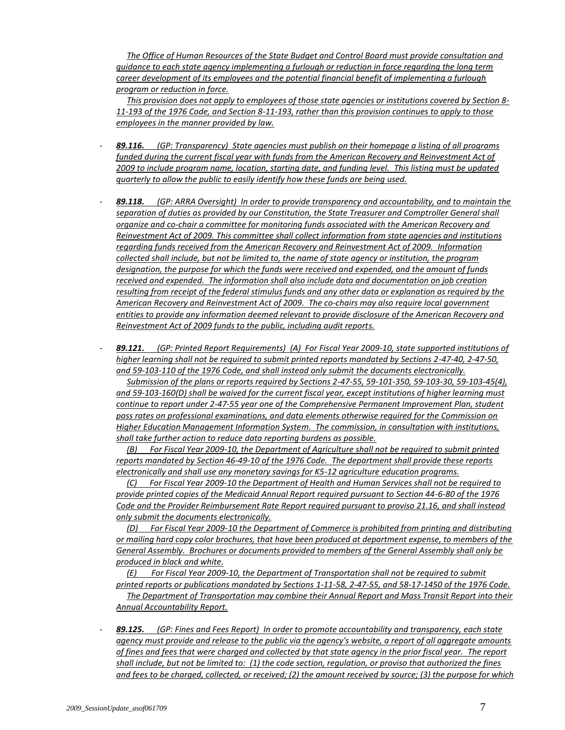*The Office of Human Resources of the State Budget and Control Board must provide consultation and guidance to each state agency implementing a furlough or reduction in force regarding the long term career development of its employees and the potential financial benefit of implementing a furlough program or reduction in force.*

*This provision does not apply to employees of those state agencies or institutions covered by Section 8-11-193 of the 1976 Code, and Section 8-11-193, rather than this provision continues to apply to those employees in the manner provided by law.*

- ***89.116.*** *(GP: Transparency) State agencies must publish on their homepage a listing of all programs funded during the current fiscal year with funds from the American Recovery and Reinvestment Act of 2009 to include program name, location, starting date, and funding level. This listing must be updated quarterly to allow the public to easily identify how these funds are being used.*

- ***89.118.*** *(GP: ARRA Oversight) In order to provide transparency and accountability, and to maintain the separation of duties as provided by our Constitution, the State Treasurer and Comptroller General shall organize and co-chair a committee for monitoring funds associated with the American Recovery and Reinvestment Act of 2009. This committee shall collect information from state agencies and institutions regarding funds received from the American Recovery and Reinvestment Act of 2009. Information collected shall include, but not be limited to, the name of state agency or institution, the program designation, the purpose for which the funds were received and expended, and the amount of funds received and expended. The information shall also include data and documentation on job creation resulting from receipt of the federal stimulus funds and any other data or explanation as required by the American Recovery and Reinvestment Act of 2009. The co-chairs may also require local government entities to provide any information deemed relevant to provide disclosure of the American Recovery and Reinvestment Act of 2009 funds to the public, including audit reports.*

- ***89.121.*** *(GP: Printed Report Requirements) (A) For Fiscal Year 2009-10, state supported institutions of higher learning shall not be required to submit printed reports mandated by Sections 2-47-40, 2-47-50, and 59-103-110 of the 1976 Code, and shall instead only submit the documents electronically.*

  *Submission of the plans or reports required by Sections 2-47-55, 59-101-350, 59-103-30, 59-103-45(4), and 59-103-160(D) shall be waived for the current fiscal year, except institutions of higher learning must continue to report under 2-47-55 year one of the Comprehensive Permanent Improvement Plan, student pass rates on professional examinations, and data elements otherwise required for the Commission on Higher Education Management Information System. The commission, in consultation with institutions, shall take further action to reduce data reporting burdens as possible.*

  *(B) For Fiscal Year 2009-10, the Department of Agriculture shall not be required to submit printed reports mandated by Section 46-49-10 of the 1976 Code. The department shall provide these reports electronically and shall use any monetary savings for K5-12 agriculture education programs.*

  *(C) For Fiscal Year 2009-10 the Department of Health and Human Services shall not be required to provide printed copies of the Medicaid Annual Report required pursuant to Section 44-6-80 of the 1976 Code and the Provider Reimbursement Rate Report required pursuant to proviso 21.16, and shall instead only submit the documents electronically.*

  *(D) For Fiscal Year 2009-10 the Department of Commerce is prohibited from printing and distributing or mailing hard copy color brochures, that have been produced at department expense, to members of the General Assembly. Brochures or documents provided to members of the General Assembly shall only be produced in black and white.*

  *(E) For Fiscal Year 2009-10, the Department of Transportation shall not be required to submit printed reports or publications mandated by Sections 1-11-58, 2-47-55, and 58-17-1450 of the 1976 Code.*

  *The Department of Transportation may combine their Annual Report and Mass Transit Report into their Annual Accountability Report.*

- ***89.125.*** *(GP: Fines and Fees Report) In order to promote accountability and transparency, each state agency must provide and release to the public via the agency's website, a report of all aggregate amounts of fines and fees that were charged and collected by that state agency in the prior fiscal year. The report shall include, but not be limited to: (1) the code section, regulation, or proviso that authorized the fines and fees to be charged, collected, or received; (2) the amount received by source; (3) the purpose for which*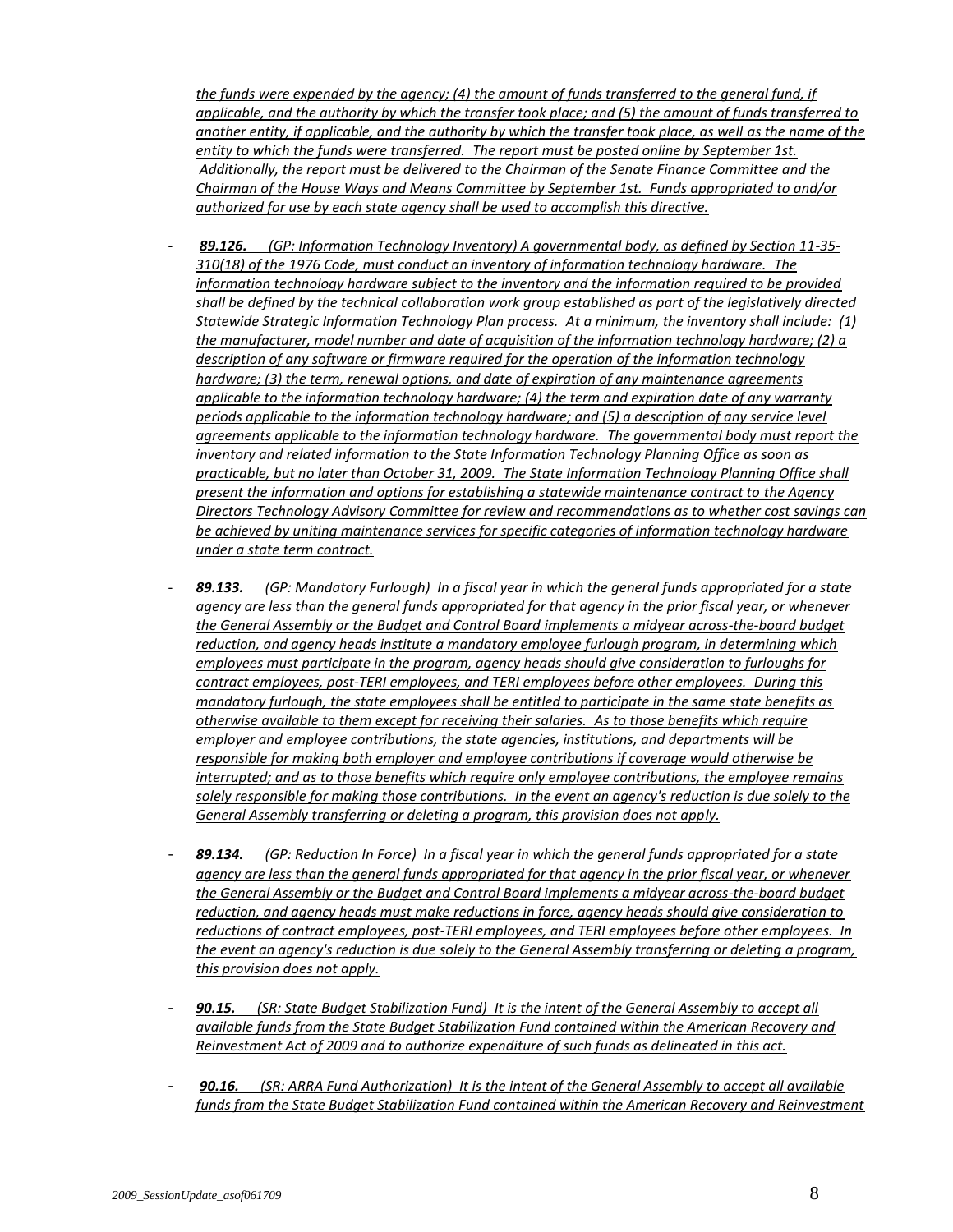*the funds were expended by the agency; (4) the amount of funds transferred to the general fund, if applicable, and the authority by which the transfer took place; and (5) the amount of funds transferred to another entity, if applicable, and the authority by which the transfer took place, as well as the name of the entity to which the funds were transferred. The report must be posted online by September 1st. Additionally, the report must be delivered to the Chairman of the Senate Finance Committee and the Chairman of the House Ways and Means Committee by September 1st. Funds appropriated to and/or authorized for use by each state agency shall be used to accomplish this directive.*

- ***89.126.*** *(GP: Information Technology Inventory) A governmental body, as defined by Section 11-35-310(18) of the 1976 Code, must conduct an inventory of information technology hardware. The information technology hardware subject to the inventory and the information required to be provided shall be defined by the technical collaboration work group established as part of the legislatively directed Statewide Strategic Information Technology Plan process. At a minimum, the inventory shall include: (1) the manufacturer, model number and date of acquisition of the information technology hardware; (2) a description of any software or firmware required for the operation of the information technology hardware; (3) the term, renewal options, and date of expiration of any maintenance agreements applicable to the information technology hardware; (4) the term and expiration date of any warranty periods applicable to the information technology hardware; and (5) a description of any service level agreements applicable to the information technology hardware. The governmental body must report the inventory and related information to the State Information Technology Planning Office as soon as practicable, but no later than October 31, 2009. The State Information Technology Planning Office shall present the information and options for establishing a statewide maintenance contract to the Agency Directors Technology Advisory Committee for review and recommendations as to whether cost savings can be achieved by uniting maintenance services for specific categories of information technology hardware under a state term contract.*

- ***89.133.*** *(GP: Mandatory Furlough) In a fiscal year in which the general funds appropriated for a state agency are less than the general funds appropriated for that agency in the prior fiscal year, or whenever the General Assembly or the Budget and Control Board implements a midyear across-the-board budget reduction, and agency heads institute a mandatory employee furlough program, in determining which employees must participate in the program, agency heads should give consideration to furloughs for contract employees, post-TERI employees, and TERI employees before other employees. During this mandatory furlough, the state employees shall be entitled to participate in the same state benefits as otherwise available to them except for receiving their salaries. As to those benefits which require employer and employee contributions, the state agencies, institutions, and departments will be responsible for making both employer and employee contributions if coverage would otherwise be interrupted; and as to those benefits which require only employee contributions, the employee remains solely responsible for making those contributions. In the event an agency's reduction is due solely to the General Assembly transferring or deleting a program, this provision does not apply.*

- ***89.134.*** *(GP: Reduction In Force) In a fiscal year in which the general funds appropriated for a state agency are less than the general funds appropriated for that agency in the prior fiscal year, or whenever the General Assembly or the Budget and Control Board implements a midyear across-the-board budget reduction, and agency heads must make reductions in force, agency heads should give consideration to reductions of contract employees, post-TERI employees, and TERI employees before other employees. In the event an agency's reduction is due solely to the General Assembly transferring or deleting a program, this provision does not apply.*

- ***90.15.*** *(SR: State Budget Stabilization Fund) It is the intent of the General Assembly to accept all available funds from the State Budget Stabilization Fund contained within the American Recovery and Reinvestment Act of 2009 and to authorize expenditure of such funds as delineated in this act.*

- ***90.16.*** *(SR: ARRA Fund Authorization) It is the intent of the General Assembly to accept all available funds from the State Budget Stabilization Fund contained within the American Recovery and Reinvestment*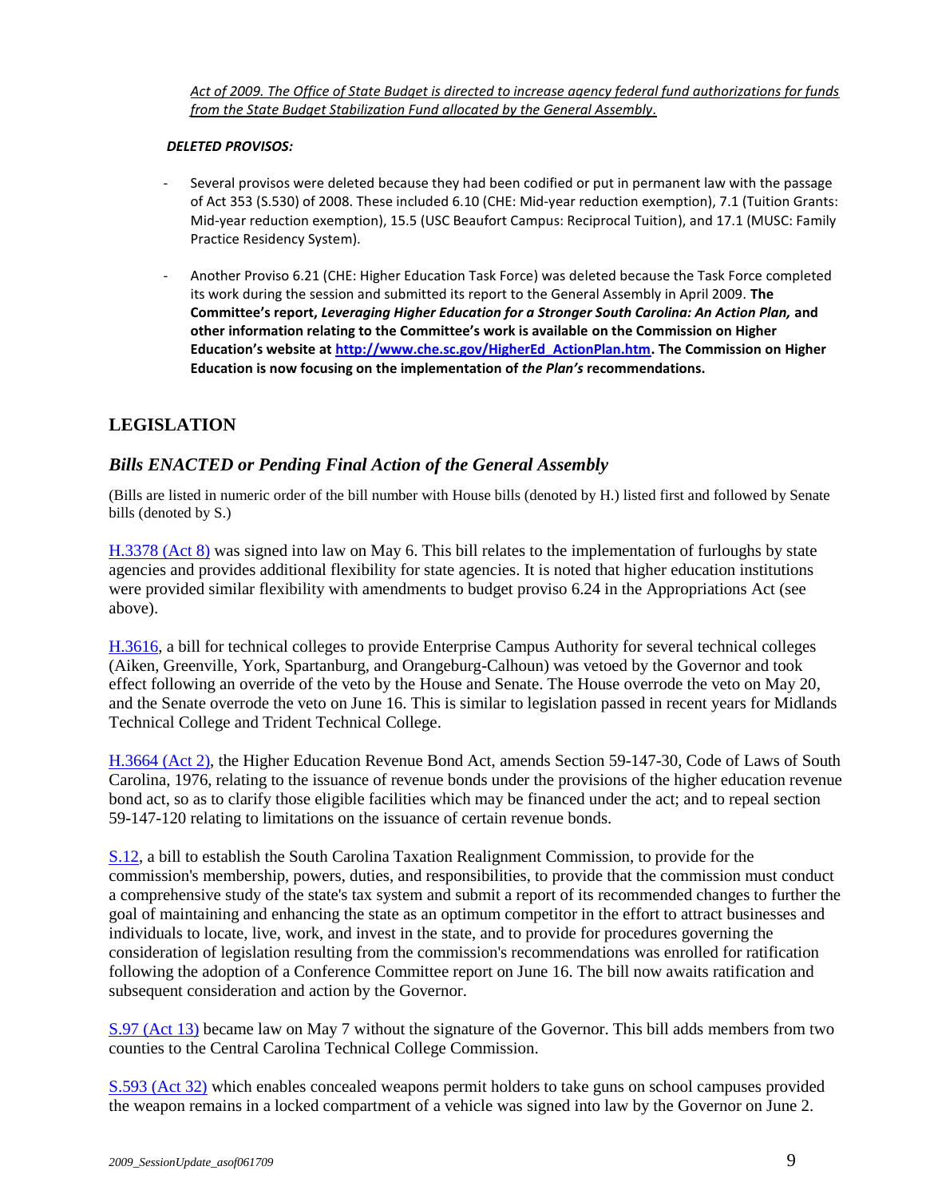*Act of 2009. The Office of State Budget is directed to increase agency federal fund authorizations for funds from the State Budget Stabilization Fund allocated by the General Assembly.*

***DELETED PROVISOS:***

- Several provisos were deleted because they had been codified or put in permanent law with the passage of Act 353 (S.530) of 2008. These included 6.10 (CHE: Mid-year reduction exemption), 7.1 (Tuition Grants: Mid-year reduction exemption), 15.5 (USC Beaufort Campus: Reciprocal Tuition), and 17.1 (MUSC: Family Practice Residency System).

- Another Proviso 6.21 (CHE: Higher Education Task Force) was deleted because the Task Force completed its work during the session and submitted its report to the General Assembly in April 2009. **The Committee's report, *Leveraging Higher Education for a Stronger South Carolina: An Action Plan,* and other information relating to the Committee's work is available on the Commission on Higher Education's website at [http://www.che.sc.gov/HigherEd_ActionPlan.htm](http://www.che.sc.gov/HigherEd_ActionPlan.htm). The Commission on Higher Education is now focusing on the implementation of *the Plan's* recommendations.**

## LEGISLATION

### *Bills ENACTED or Pending Final Action of the General Assembly*

(Bills are listed in numeric order of the bill number with House bills (denoted by H.) listed first and followed by Senate bills (denoted by S.)

H.3378 (Act 8) was signed into law on May 6. This bill relates to the implementation of furloughs by state agencies and provides additional flexibility for state agencies. It is noted that higher education institutions were provided similar flexibility with amendments to budget proviso 6.24 in the Appropriations Act (see above).

H.3616, a bill for technical colleges to provide Enterprise Campus Authority for several technical colleges (Aiken, Greenville, York, Spartanburg, and Orangeburg-Calhoun) was vetoed by the Governor and took effect following an override of the veto by the House and Senate. The House overrode the veto on May 20, and the Senate overrode the veto on June 16. This is similar to legislation passed in recent years for Midlands Technical College and Trident Technical College.

H.3664 (Act 2), the Higher Education Revenue Bond Act, amends Section 59-147-30, Code of Laws of South Carolina, 1976, relating to the issuance of revenue bonds under the provisions of the higher education revenue bond act, so as to clarify those eligible facilities which may be financed under the act; and to repeal section 59-147-120 relating to limitations on the issuance of certain revenue bonds.

S.12, a bill to establish the South Carolina Taxation Realignment Commission, to provide for the commission's membership, powers, duties, and responsibilities, to provide that the commission must conduct a comprehensive study of the state's tax system and submit a report of its recommended changes to further the goal of maintaining and enhancing the state as an optimum competitor in the effort to attract businesses and individuals to locate, live, work, and invest in the state, and to provide for procedures governing the consideration of legislation resulting from the commission's recommendations was enrolled for ratification following the adoption of a Conference Committee report on June 16. The bill now awaits ratification and subsequent consideration and action by the Governor.

S.97 (Act 13) became law on May 7 without the signature of the Governor. This bill adds members from two counties to the Central Carolina Technical College Commission.

S.593 (Act 32) which enables concealed weapons permit holders to take guns on school campuses provided the weapon remains in a locked compartment of a vehicle was signed into law by the Governor on June 2.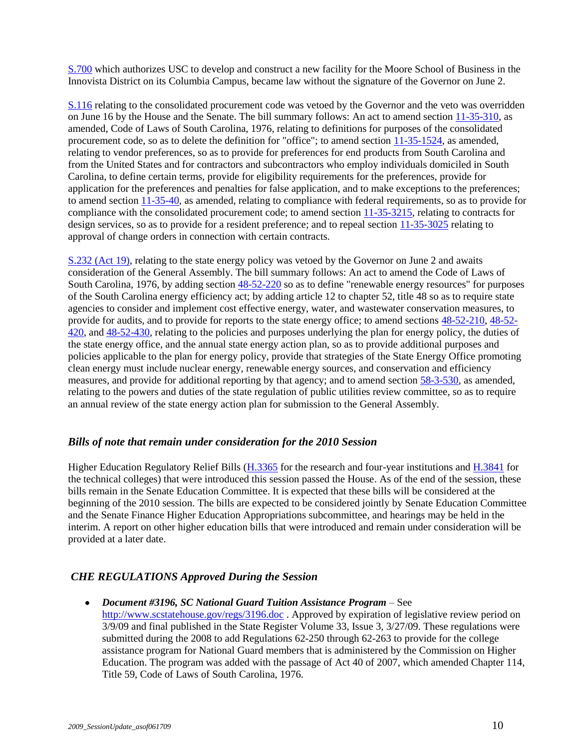S.700 which authorizes USC to develop and construct a new facility for the Moore School of Business in the Innovista District on its Columbia Campus, became law without the signature of the Governor on June 2.

S.116 relating to the consolidated procurement code was vetoed by the Governor and the veto was overridden on June 16 by the House and the Senate. The bill summary follows: An act to amend section 11-35-310, as amended, Code of Laws of South Carolina, 1976, relating to definitions for purposes of the consolidated procurement code, so as to delete the definition for "office"; to amend section 11-35-1524, as amended, relating to vendor preferences, so as to provide for preferences for end products from South Carolina and from the United States and for contractors and subcontractors who employ individuals domiciled in South Carolina, to define certain terms, provide for eligibility requirements for the preferences, provide for application for the preferences and penalties for false application, and to make exceptions to the preferences; to amend section 11-35-40, as amended, relating to compliance with federal requirements, so as to provide for compliance with the consolidated procurement code; to amend section 11-35-3215, relating to contracts for design services, so as to provide for a resident preference; and to repeal section 11-35-3025 relating to approval of change orders in connection with certain contracts.

S.232 (Act 19), relating to the state energy policy was vetoed by the Governor on June 2 and awaits consideration of the General Assembly. The bill summary follows: An act to amend the Code of Laws of South Carolina, 1976, by adding section 48-52-220 so as to define "renewable energy resources" for purposes of the South Carolina energy efficiency act; by adding article 12 to chapter 52, title 48 so as to require state agencies to consider and implement cost effective energy, water, and wastewater conservation measures, to provide for audits, and to provide for reports to the state energy office; to amend sections 48-52-210, 48-52-420, and 48-52-430, relating to the policies and purposes underlying the plan for energy policy, the duties of the state energy office, and the annual state energy action plan, so as to provide additional purposes and policies applicable to the plan for energy policy, provide that strategies of the State Energy Office promoting clean energy must include nuclear energy, renewable energy sources, and conservation and efficiency measures, and provide for additional reporting by that agency; and to amend section 58-3-530, as amended, relating to the powers and duties of the state regulation of public utilities review committee, so as to require an annual review of the state energy action plan for submission to the General Assembly.

## *Bills of note that remain under consideration for the 2010 Session*

Higher Education Regulatory Relief Bills (H.3365 for the research and four-year institutions and H.3841 for the technical colleges) that were introduced this session passed the House. As of the end of the session, these bills remain in the Senate Education Committee. It is expected that these bills will be considered at the beginning of the 2010 session. The bills are expected to be considered jointly by Senate Education Committee and the Senate Finance Higher Education Appropriations subcommittee, and hearings may be held in the interim. A report on other higher education bills that were introduced and remain under consideration will be provided at a later date.

## *CHE REGULATIONS Approved During the Session*

- ***Document #3196, SC National Guard Tuition Assistance Program*** – See http://www.scstatehouse.gov/regs/3196.doc . Approved by expiration of legislative review period on 3/9/09 and final published in the State Register Volume 33, Issue 3, 3/27/09. These regulations were submitted during the 2008 to add Regulations 62-250 through 62-263 to provide for the college assistance program for National Guard members that is administered by the Commission on Higher Education. The program was added with the passage of Act 40 of 2007, which amended Chapter 114, Title 59, Code of Laws of South Carolina, 1976.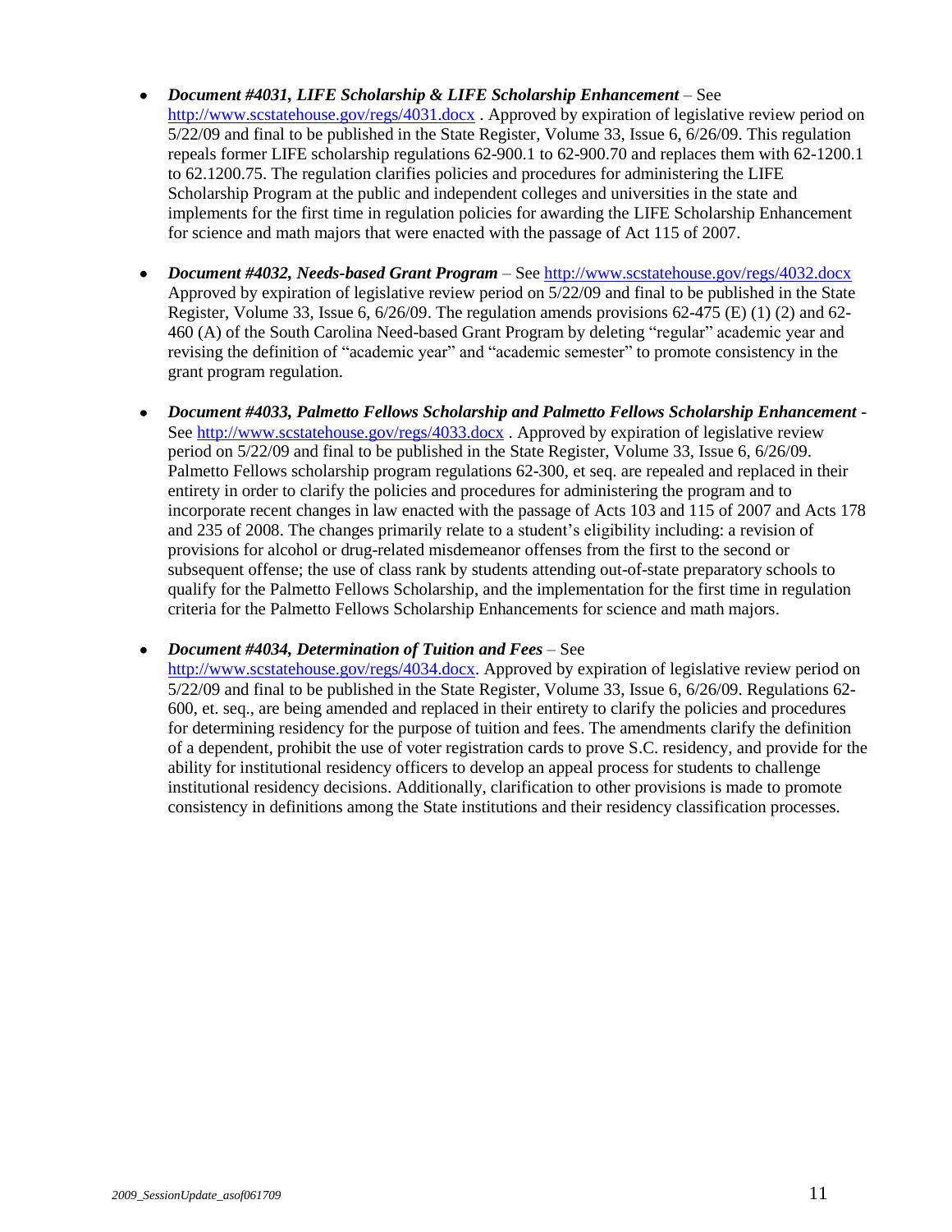- ***Document #4031, LIFE Scholarship & LIFE Scholarship Enhancement*** – See http://www.scstatehouse.gov/regs/4031.docx . Approved by expiration of legislative review period on 5/22/09 and final to be published in the State Register, Volume 33, Issue 6, 6/26/09. This regulation repeals former LIFE scholarship regulations 62-900.1 to 62-900.70 and replaces them with 62-1200.1 to 62.1200.75. The regulation clarifies policies and procedures for administering the LIFE Scholarship Program at the public and independent colleges and universities in the state and implements for the first time in regulation policies for awarding the LIFE Scholarship Enhancement for science and math majors that were enacted with the passage of Act 115 of 2007.

- ***Document #4032, Needs-based Grant Program*** – See http://www.scstatehouse.gov/regs/4032.docx Approved by expiration of legislative review period on 5/22/09 and final to be published in the State Register, Volume 33, Issue 6, 6/26/09. The regulation amends provisions 62-475 (E) (1) (2) and 62-460 (A) of the South Carolina Need-based Grant Program by deleting "regular" academic year and revising the definition of "academic year" and "academic semester" to promote consistency in the grant program regulation.

- ***Document #4033, Palmetto Fellows Scholarship and Palmetto Fellows Scholarship Enhancement*** - See http://www.scstatehouse.gov/regs/4033.docx . Approved by expiration of legislative review period on 5/22/09 and final to be published in the State Register, Volume 33, Issue 6, 6/26/09. Palmetto Fellows scholarship program regulations 62-300, et seq. are repealed and replaced in their entirety in order to clarify the policies and procedures for administering the program and to incorporate recent changes in law enacted with the passage of Acts 103 and 115 of 2007 and Acts 178 and 235 of 2008. The changes primarily relate to a student's eligibility including: a revision of provisions for alcohol or drug-related misdemeanor offenses from the first to the second or subsequent offense; the use of class rank by students attending out-of-state preparatory schools to qualify for the Palmetto Fellows Scholarship, and the implementation for the first time in regulation criteria for the Palmetto Fellows Scholarship Enhancements for science and math majors.

- ***Document #4034, Determination of Tuition and Fees*** – See http://www.scstatehouse.gov/regs/4034.docx. Approved by expiration of legislative review period on 5/22/09 and final to be published in the State Register, Volume 33, Issue 6, 6/26/09. Regulations 62-600, et. seq., are being amended and replaced in their entirety to clarify the policies and procedures for determining residency for the purpose of tuition and fees. The amendments clarify the definition of a dependent, prohibit the use of voter registration cards to prove S.C. residency, and provide for the ability for institutional residency officers to develop an appeal process for students to challenge institutional residency decisions. Additionally, clarification to other provisions is made to promote consistency in definitions among the State institutions and their residency classification processes.